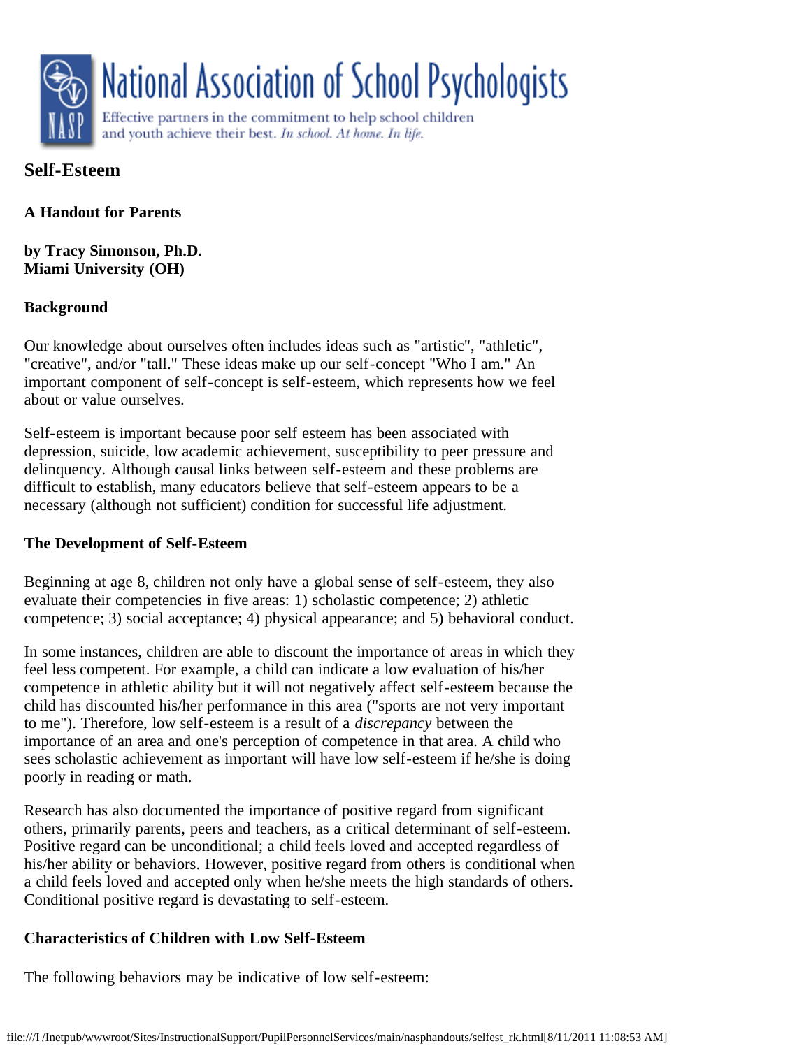National Association of School Psychologists

Effective partners in the commitment to help school children and youth achieve their best. *In school. At home. In life.*

# Self-Esteem

## A Handout for Parents

**by Tracy Simonson, Ph.D.**
**Miami University (OH)**

### Background

Our knowledge about ourselves often includes ideas such as "artistic", "athletic", "creative", and/or "tall." These ideas make up our self-concept "Who I am." An important component of self-concept is self-esteem, which represents how we feel about or value ourselves.

Self-esteem is important because poor self esteem has been associated with depression, suicide, low academic achievement, susceptibility to peer pressure and delinquency. Although causal links between self-esteem and these problems are difficult to establish, many educators believe that self-esteem appears to be a necessary (although not sufficient) condition for successful life adjustment.

### The Development of Self-Esteem

Beginning at age 8, children not only have a global sense of self-esteem, they also evaluate their competencies in five areas: 1) scholastic competence; 2) athletic competence; 3) social acceptance; 4) physical appearance; and 5) behavioral conduct.

In some instances, children are able to discount the importance of areas in which they feel less competent. For example, a child can indicate a low evaluation of his/her competence in athletic ability but it will not negatively affect self-esteem because the child has discounted his/her performance in this area ("sports are not very important to me"). Therefore, low self-esteem is a result of a *discrepancy* between the importance of an area and one's perception of competence in that area. A child who sees scholastic achievement as important will have low self-esteem if he/she is doing poorly in reading or math.

Research has also documented the importance of positive regard from significant others, primarily parents, peers and teachers, as a critical determinant of self-esteem. Positive regard can be unconditional; a child feels loved and accepted regardless of his/her ability or behaviors. However, positive regard from others is conditional when a child feels loved and accepted only when he/she meets the high standards of others. Conditional positive regard is devastating to self-esteem.

### Characteristics of Children with Low Self-Esteem

The following behaviors may be indicative of low self-esteem: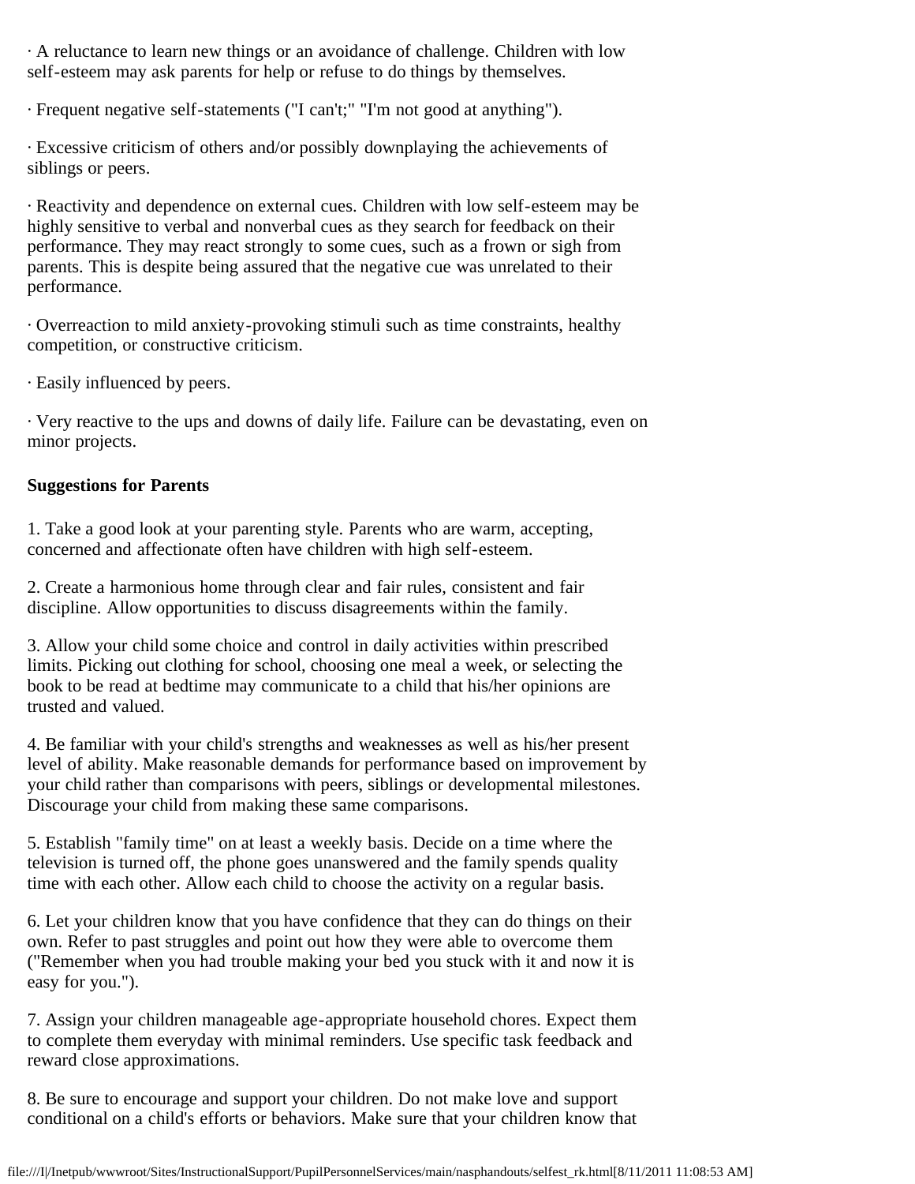· A reluctance to learn new things or an avoidance of challenge. Children with low self-esteem may ask parents for help or refuse to do things by themselves.

· Frequent negative self-statements ("I can't;" "I'm not good at anything").

· Excessive criticism of others and/or possibly downplaying the achievements of siblings or peers.

· Reactivity and dependence on external cues. Children with low self-esteem may be highly sensitive to verbal and nonverbal cues as they search for feedback on their performance. They may react strongly to some cues, such as a frown or sigh from parents. This is despite being assured that the negative cue was unrelated to their performance.

· Overreaction to mild anxiety-provoking stimuli such as time constraints, healthy competition, or constructive criticism.

· Easily influenced by peers.

· Very reactive to the ups and downs of daily life. Failure can be devastating, even on minor projects.

**Suggestions for Parents**

1. Take a good look at your parenting style. Parents who are warm, accepting, concerned and affectionate often have children with high self-esteem.

2. Create a harmonious home through clear and fair rules, consistent and fair discipline. Allow opportunities to discuss disagreements within the family.

3. Allow your child some choice and control in daily activities within prescribed limits. Picking out clothing for school, choosing one meal a week, or selecting the book to be read at bedtime may communicate to a child that his/her opinions are trusted and valued.

4. Be familiar with your child's strengths and weaknesses as well as his/her present level of ability. Make reasonable demands for performance based on improvement by your child rather than comparisons with peers, siblings or developmental milestones. Discourage your child from making these same comparisons.

5. Establish "family time" on at least a weekly basis. Decide on a time where the television is turned off, the phone goes unanswered and the family spends quality time with each other. Allow each child to choose the activity on a regular basis.

6. Let your children know that you have confidence that they can do things on their own. Refer to past struggles and point out how they were able to overcome them ("Remember when you had trouble making your bed you stuck with it and now it is easy for you.").

7. Assign your children manageable age-appropriate household chores. Expect them to complete them everyday with minimal reminders. Use specific task feedback and reward close approximations.

8. Be sure to encourage and support your children. Do not make love and support conditional on a child's efforts or behaviors. Make sure that your children know that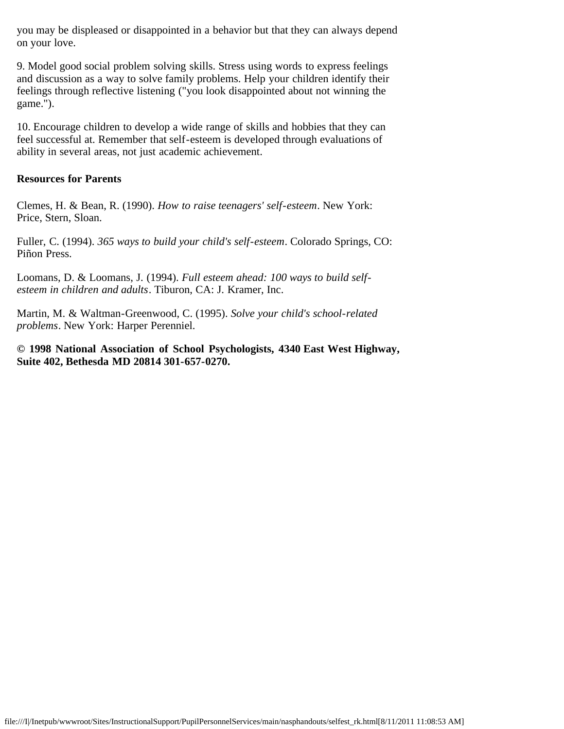you may be displeased or disappointed in a behavior but that they can always depend on your love.

9. Model good social problem solving skills. Stress using words to express feelings and discussion as a way to solve family problems. Help your children identify their feelings through reflective listening ("you look disappointed about not winning the game.").

10. Encourage children to develop a wide range of skills and hobbies that they can feel successful at. Remember that self-esteem is developed through evaluations of ability in several areas, not just academic achievement.

**Resources for Parents**

Clemes, H. & Bean, R. (1990). *How to raise teenagers' self-esteem*. New York: Price, Stern, Sloan.

Fuller, C. (1994). *365 ways to build your child's self-esteem*. Colorado Springs, CO: Piñon Press.

Loomans, D. & Loomans, J. (1994). *Full esteem ahead: 100 ways to build self-esteem in children and adults*. Tiburon, CA: J. Kramer, Inc.

Martin, M. & Waltman-Greenwood, C. (1995). *Solve your child's school-related problems*. New York: Harper Perenniel.

**© 1998 National Association of School Psychologists, 4340 East West Highway, Suite 402, Bethesda MD 20814 301-657-0270.**